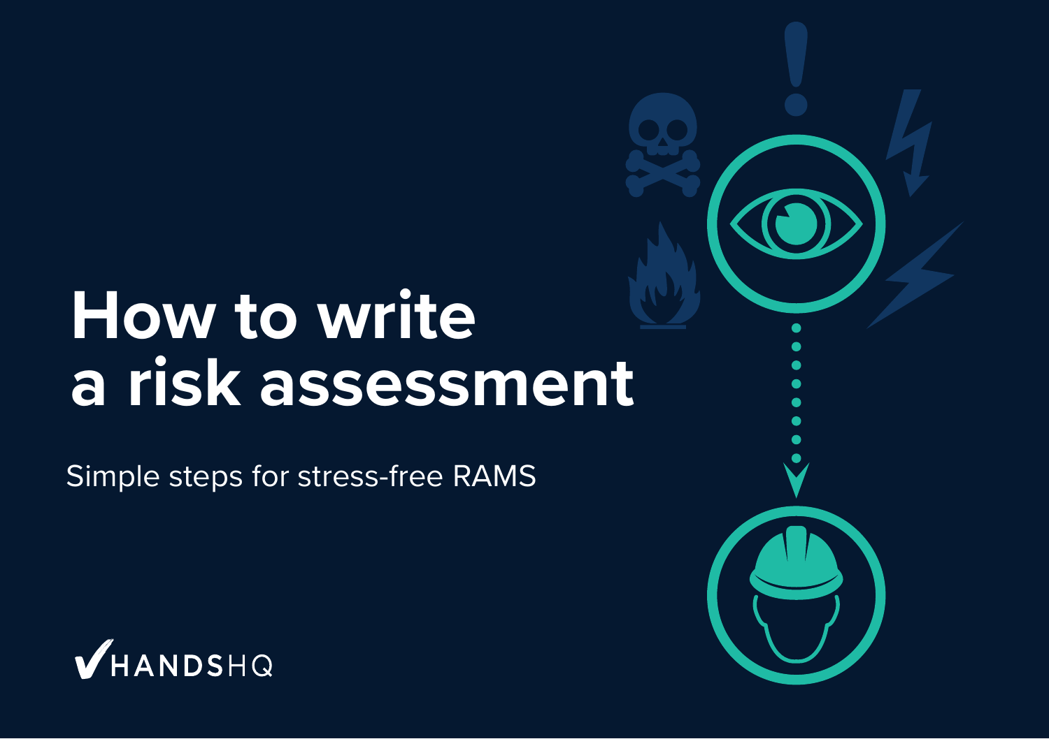# How to write a risk assessment

Simple steps for stress-free RAMS

HANDSHQ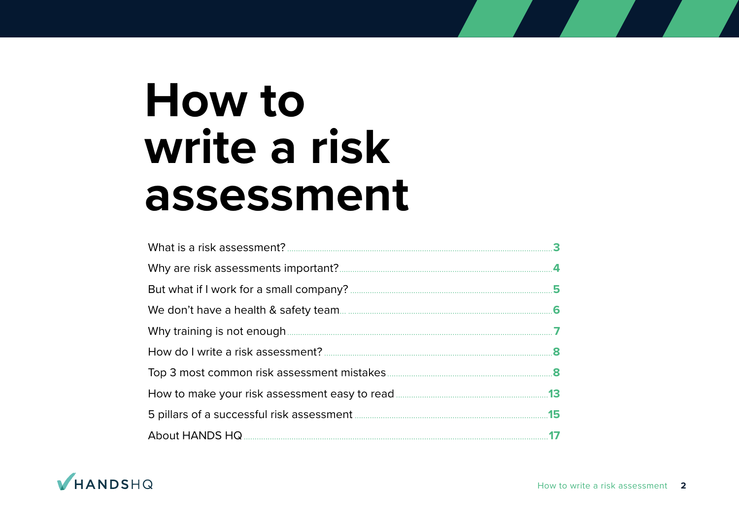# How to write a risk assessment

| | |
|---|---|
| What is a risk assessment? | 3 |
| Why are risk assessments important? | 4 |
| But what if I work for a small company? | 5 |
| We don't have a health & safety team... | 6 |
| Why training is not enough | 7 |
| How do I write a risk assessment? | 8 |
| Top 3 most common risk assessment mistakes | 8 |
| How to make your risk assessment easy to read | 13 |
| 5 pillars of a successful risk assessment | 15 |
| About HANDS HQ | 17 |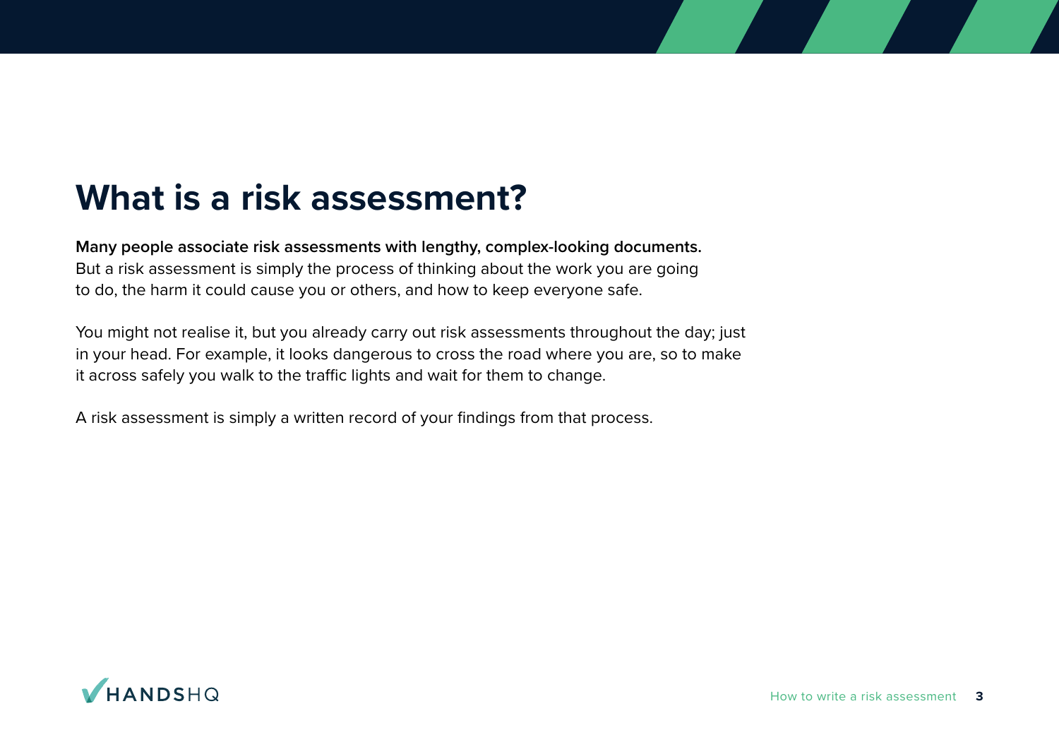# What is a risk assessment?

**Many people associate risk assessments with lengthy, complex-looking documents.** But a risk assessment is simply the process of thinking about the work you are going to do, the harm it could cause you or others, and how to keep everyone safe.

You might not realise it, but you already carry out risk assessments throughout the day; just in your head. For example, it looks dangerous to cross the road where you are, so to make it across safely you walk to the traffic lights and wait for them to change.

A risk assessment is simply a written record of your findings from that process.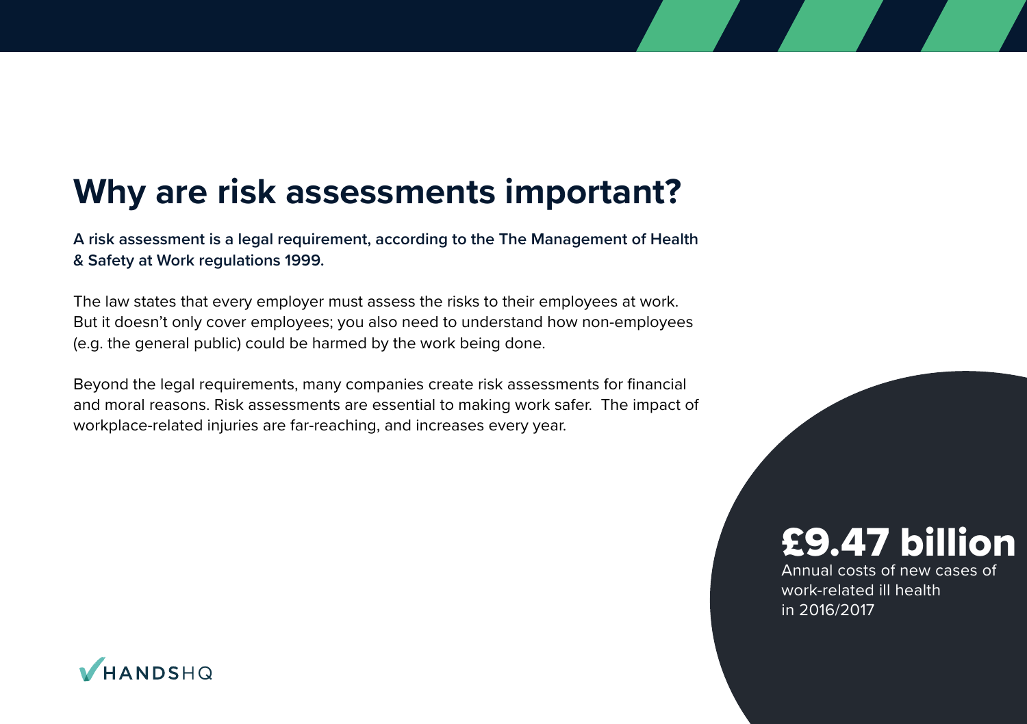# Why are risk assessments important?

**A risk assessment is a legal requirement, according to the The Management of Health & Safety at Work regulations 1999.**

The law states that every employer must assess the risks to their employees at work. But it doesn't only cover employees; you also need to understand how non-employees (e.g. the general public) could be harmed by the work being done.

Beyond the legal requirements, many companies create risk assessments for financial and moral reasons. Risk assessments are essential to making work safer. The impact of workplace-related injuries are far-reaching, and increases every year.

**£9.47 billion**
Annual costs of new cases of work-related ill health in 2016/2017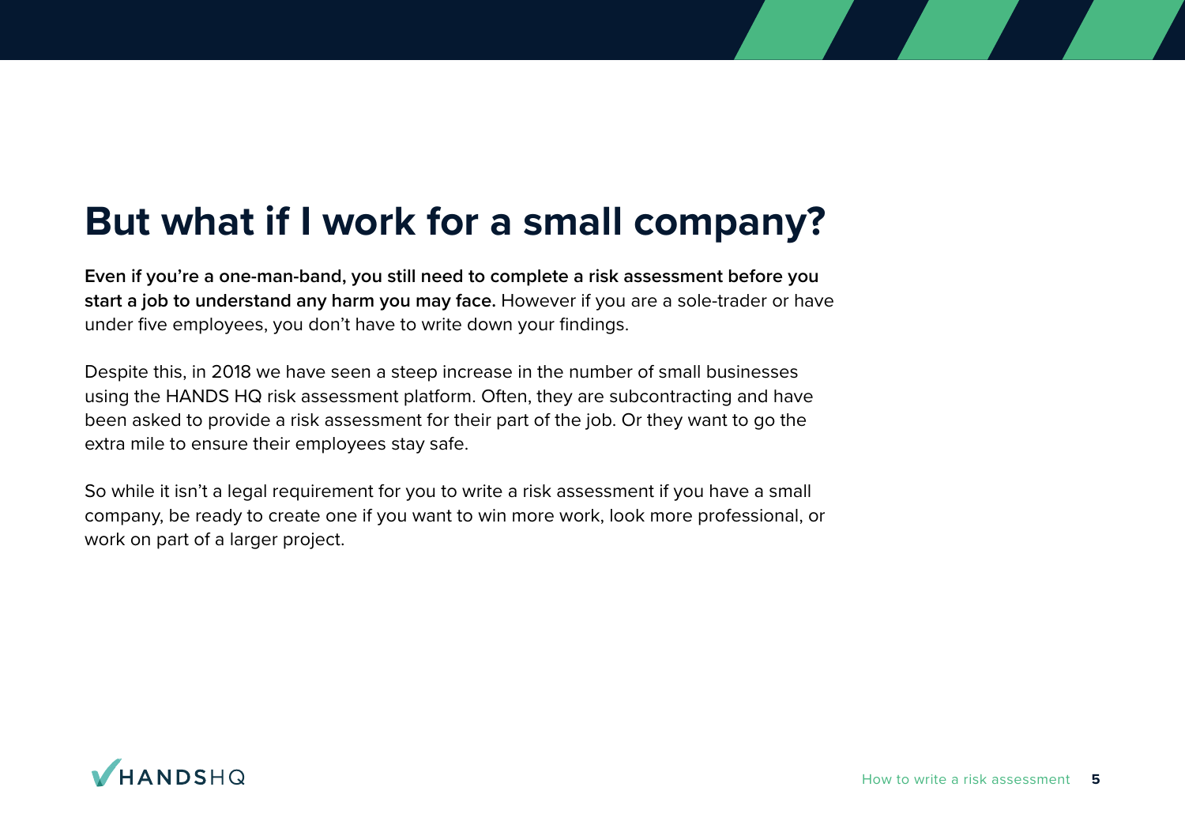# But what if I work for a small company?

**Even if you're a one-man-band, you still need to complete a risk assessment before you start a job to understand any harm you may face.** However if you are a sole-trader or have under five employees, you don't have to write down your findings.

Despite this, in 2018 we have seen a steep increase in the number of small businesses using the HANDS HQ risk assessment platform. Often, they are subcontracting and have been asked to provide a risk assessment for their part of the job. Or they want to go the extra mile to ensure their employees stay safe.

So while it isn't a legal requirement for you to write a risk assessment if you have a small company, be ready to create one if you want to win more work, look more professional, or work on part of a larger project.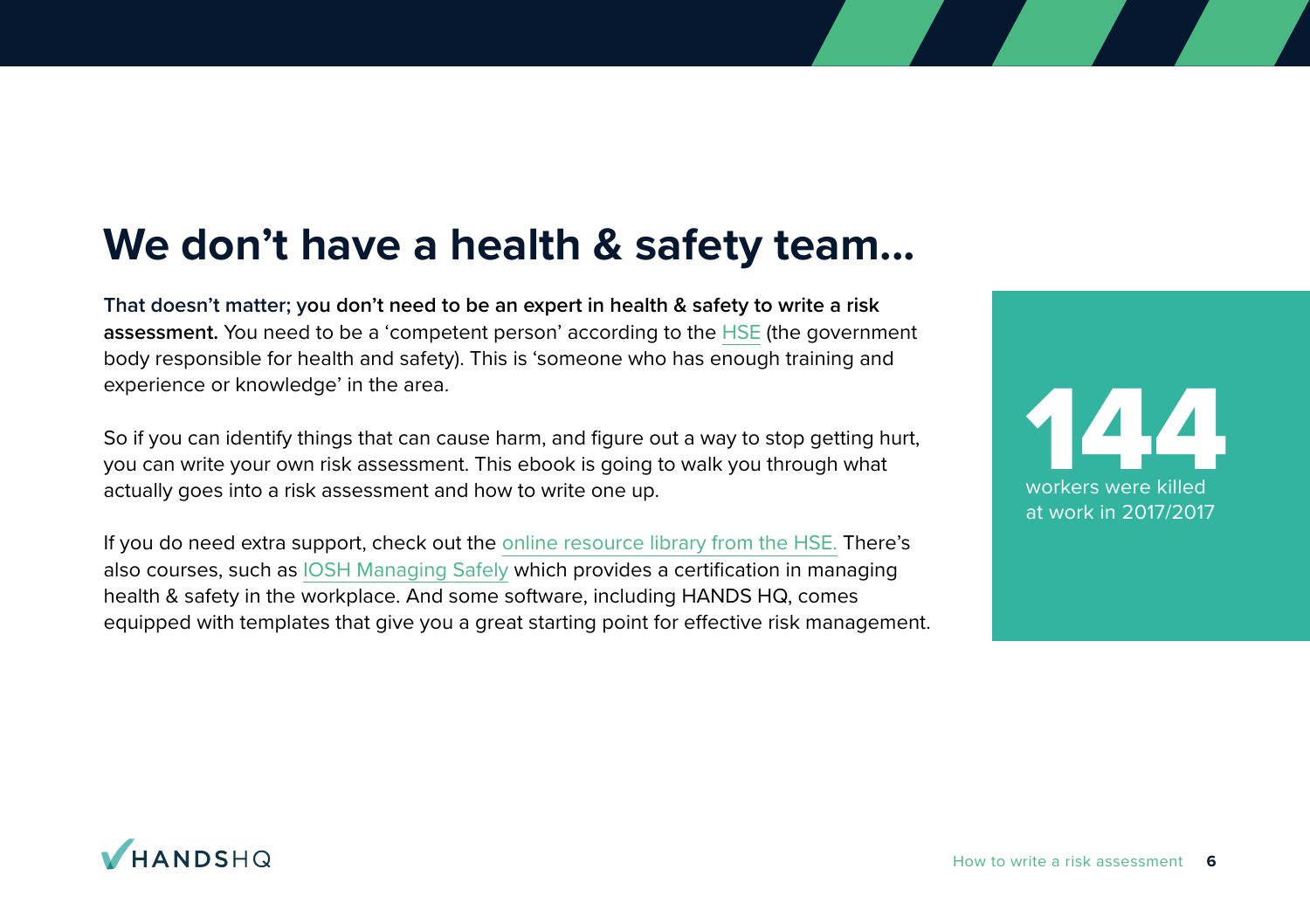# We don't have a health & safety team...

**That doesn't matter; you don't need to be an expert in health & safety to write a risk assessment.** You need to be a 'competent person' according to the HSE (the government body responsible for health and safety). This is 'someone who has enough training and experience or knowledge' in the area.

So if you can identify things that can cause harm, and figure out a way to stop getting hurt, you can write your own risk assessment. This ebook is going to walk you through what actually goes into a risk assessment and how to write one up.

If you do need extra support, check out the online resource library from the HSE. There's also courses, such as IOSH Managing Safely which provides a certification in managing health & safety in the workplace. And some software, including HANDS HQ, comes equipped with templates that give you a great starting point for effective risk management.

**144**

workers were killed at work in 2017/2017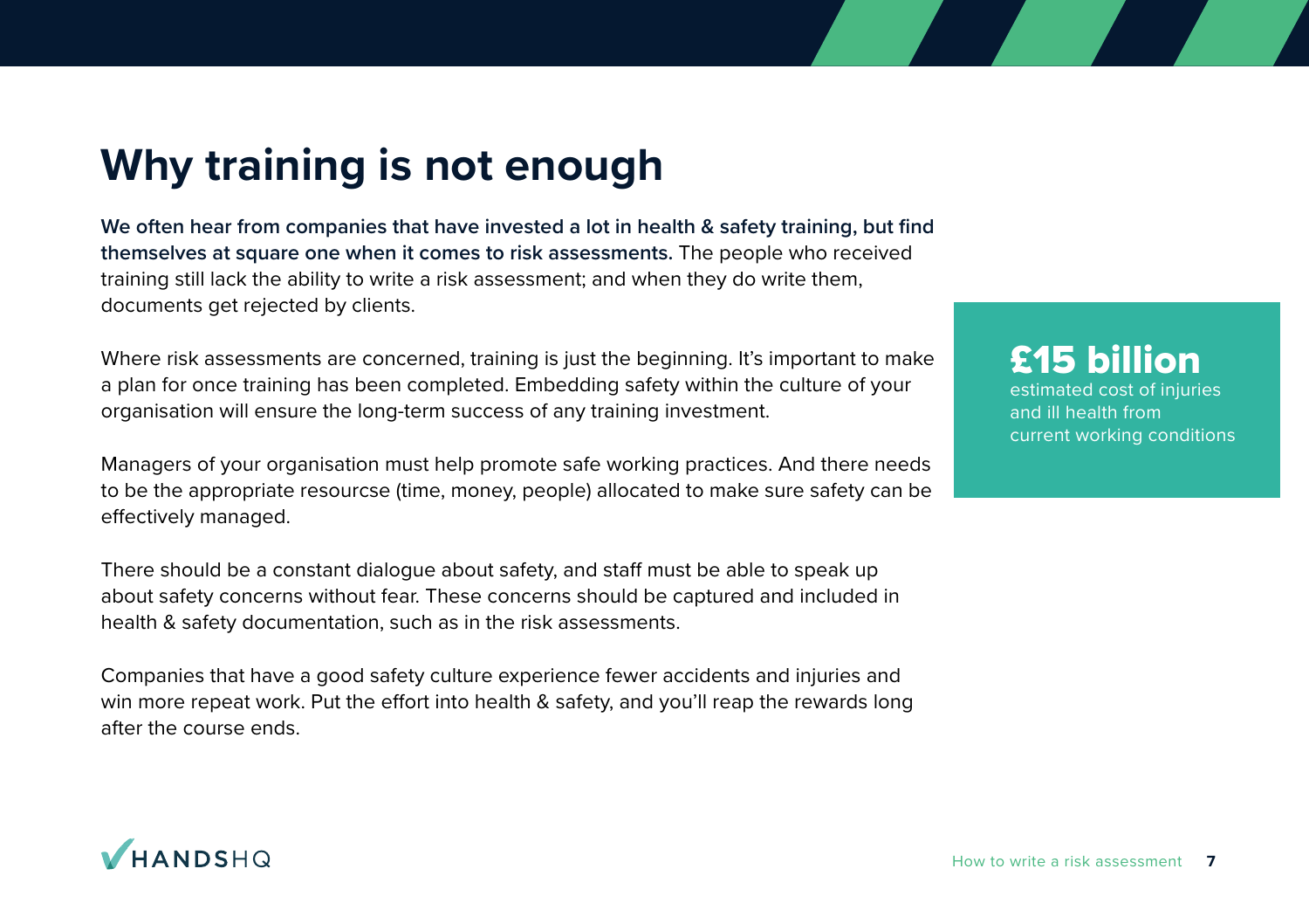# Why training is not enough

**We often hear from companies that have invested a lot in health & safety training, but find themselves at square one when it comes to risk assessments.** The people who received training still lack the ability to write a risk assessment; and when they do write them, documents get rejected by clients.

Where risk assessments are concerned, training is just the beginning. It's important to make a plan for once training has been completed. Embedding safety within the culture of your organisation will ensure the long-term success of any training investment.

Managers of your organisation must help promote safe working practices. And there needs to be the appropriate resourcse (time, money, people) allocated to make sure safety can be effectively managed.

There should be a constant dialogue about safety, and staff must be able to speak up about safety concerns without fear. These concerns should be captured and included in health & safety documentation, such as in the risk assessments.

Companies that have a good safety culture experience fewer accidents and injuries and win more repeat work. Put the effort into health & safety, and you'll reap the rewards long after the course ends.

**£15 billion**
estimated cost of injuries and ill health from current working conditions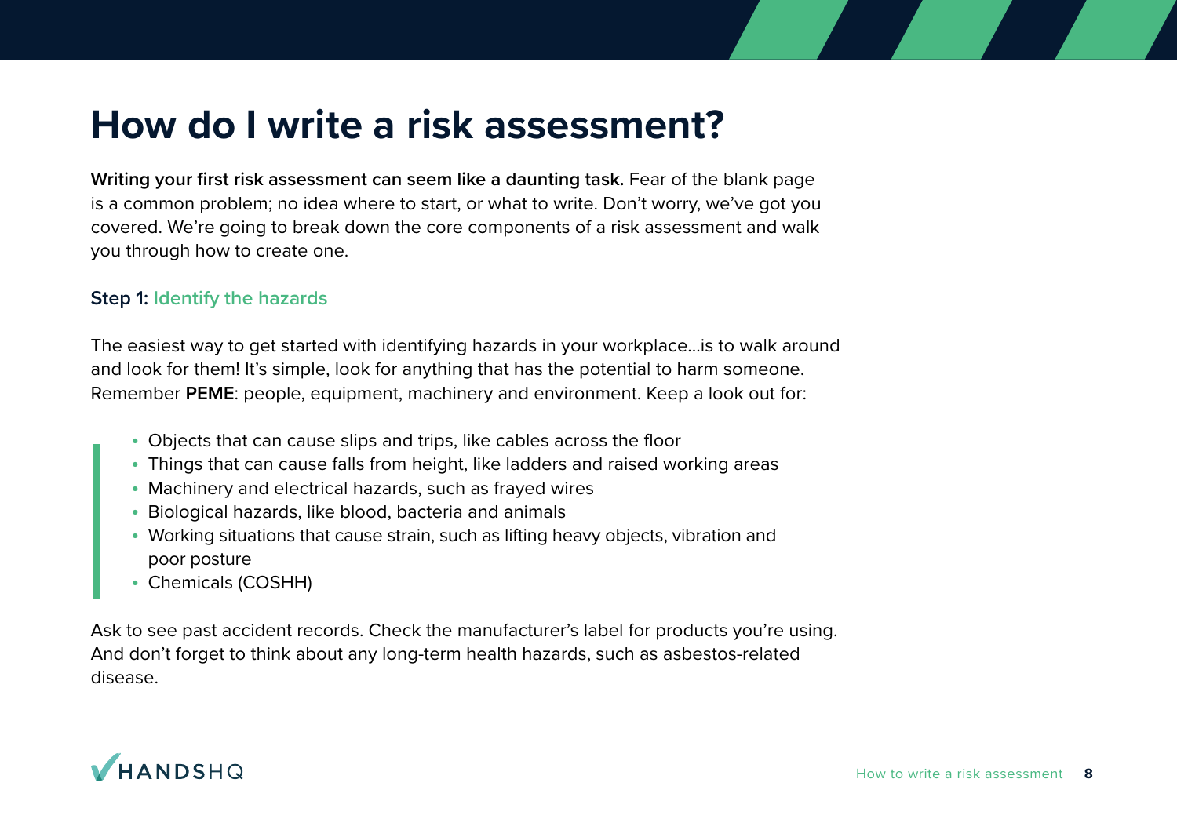# How do I write a risk assessment?

**Writing your first risk assessment can seem like a daunting task.** Fear of the blank page is a common problem; no idea where to start, or what to write. Don't worry, we've got you covered. We're going to break down the core components of a risk assessment and walk you through how to create one.

### Step 1: Identify the hazards

The easiest way to get started with identifying hazards in your workplace…is to walk around and look for them! It's simple, look for anything that has the potential to harm someone. Remember **PEME**: people, equipment, machinery and environment. Keep a look out for:

- Objects that can cause slips and trips, like cables across the floor
- Things that can cause falls from height, like ladders and raised working areas
- Machinery and electrical hazards, such as frayed wires
- Biological hazards, like blood, bacteria and animals
- Working situations that cause strain, such as lifting heavy objects, vibration and poor posture
- Chemicals (COSHH)

Ask to see past accident records. Check the manufacturer's label for products you're using. And don't forget to think about any long-term health hazards, such as asbestos-related disease.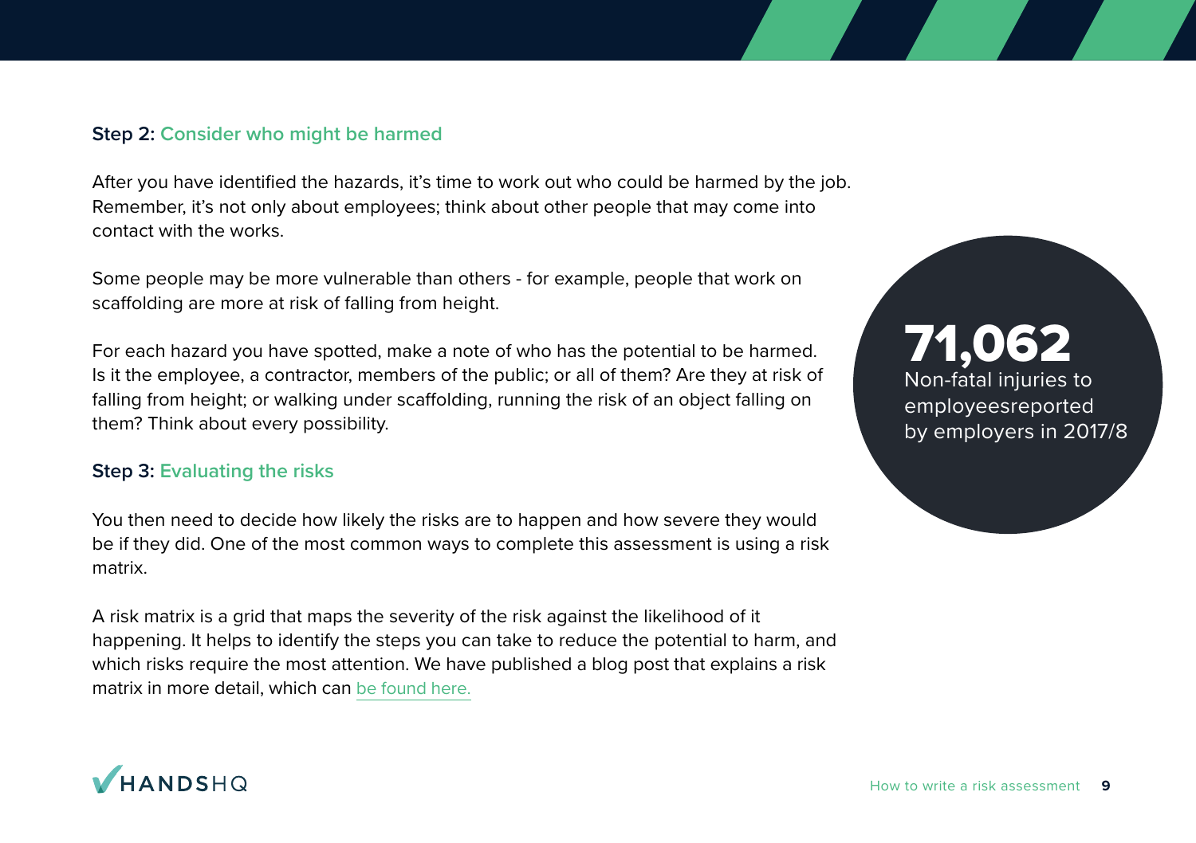### Step 2: Consider who might be harmed

After you have identified the hazards, it's time to work out who could be harmed by the job. Remember, it's not only about employees; think about other people that may come into contact with the works.

Some people may be more vulnerable than others - for example, people that work on scaffolding are more at risk of falling from height.

For each hazard you have spotted, make a note of who has the potential to be harmed. Is it the employee, a contractor, members of the public; or all of them? Are they at risk of falling from height; or walking under scaffolding, running the risk of an object falling on them? Think about every possibility.

### Step 3: Evaluating the risks

You then need to decide how likely the risks are to happen and how severe they would be if they did. One of the most common ways to complete this assessment is using a risk matrix.

A risk matrix is a grid that maps the severity of the risk against the likelihood of it happening. It helps to identify the steps you can take to reduce the potential to harm, and which risks require the most attention. We have published a blog post that explains a risk matrix in more detail, which can be found here.

**71,062**
Non-fatal injuries to employeesreported by employers in 2017/8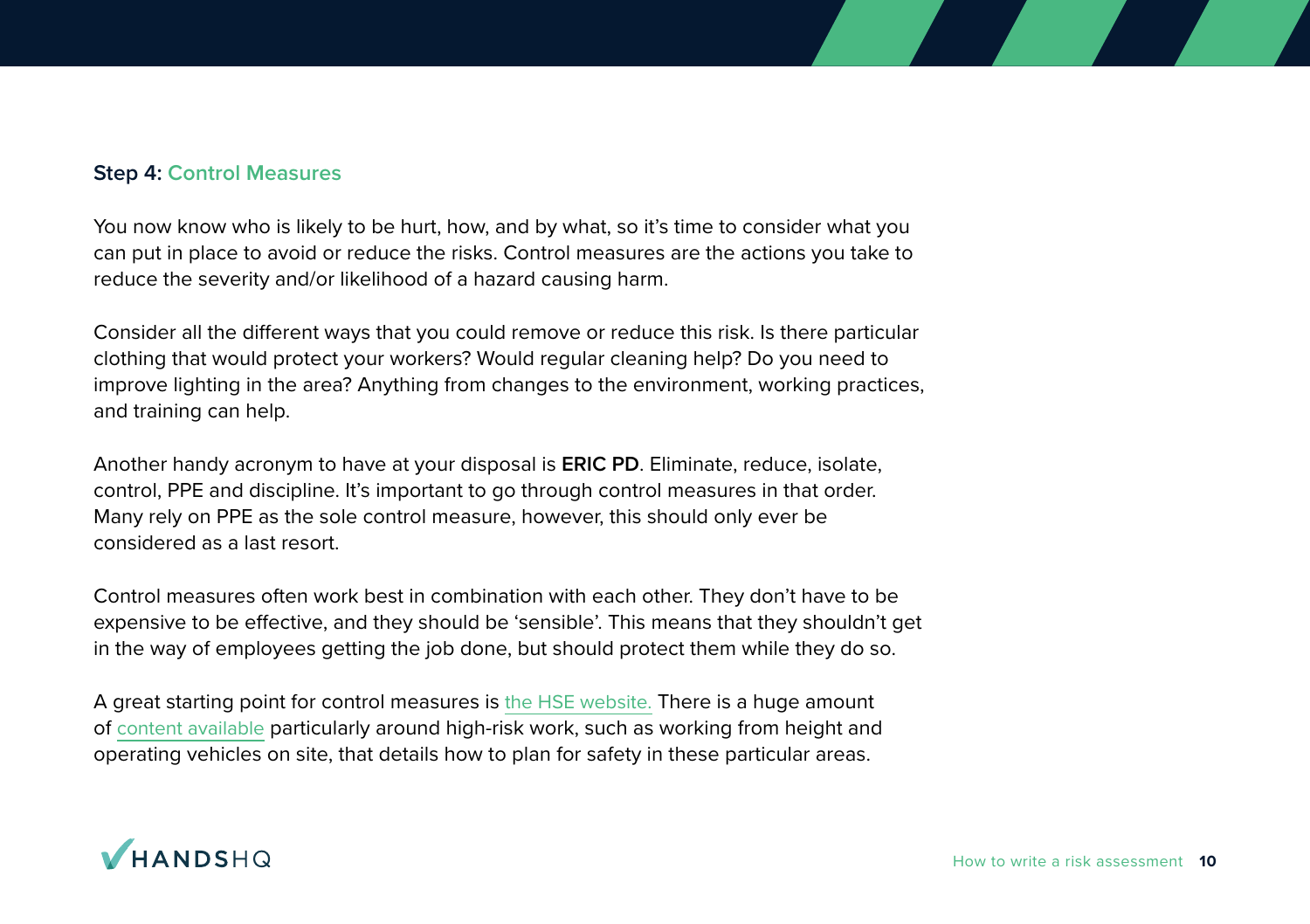## Step 4: Control Measures

You now know who is likely to be hurt, how, and by what, so it's time to consider what you can put in place to avoid or reduce the risks. Control measures are the actions you take to reduce the severity and/or likelihood of a hazard causing harm.

Consider all the different ways that you could remove or reduce this risk. Is there particular clothing that would protect your workers? Would regular cleaning help? Do you need to improve lighting in the area? Anything from changes to the environment, working practices, and training can help.

Another handy acronym to have at your disposal is **ERIC PD**. Eliminate, reduce, isolate, control, PPE and discipline. It's important to go through control measures in that order. Many rely on PPE as the sole control measure, however, this should only ever be considered as a last resort.

Control measures often work best in combination with each other. They don't have to be expensive to be effective, and they should be 'sensible'. This means that they shouldn't get in the way of employees getting the job done, but should protect them while they do so.

A great starting point for control measures is the HSE website. There is a huge amount of content available particularly around high-risk work, such as working from height and operating vehicles on site, that details how to plan for safety in these particular areas.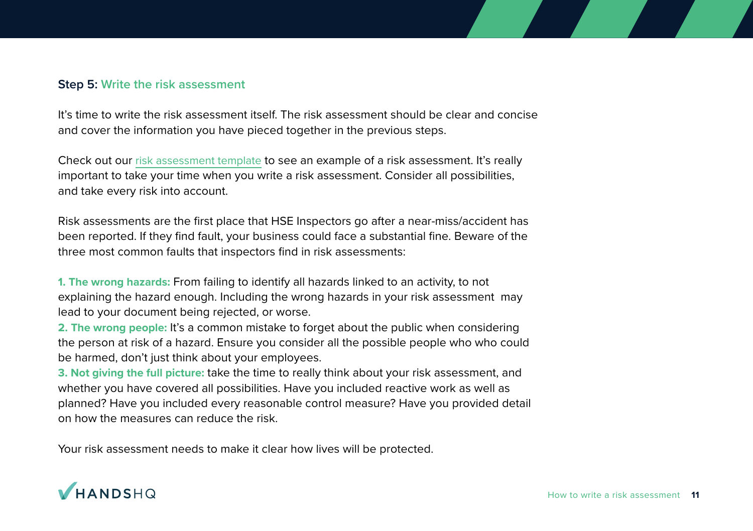### Step 5: Write the risk assessment

It's time to write the risk assessment itself. The risk assessment should be clear and concise and cover the information you have pieced together in the previous steps.

Check out our risk assessment template to see an example of a risk assessment. It's really important to take your time when you write a risk assessment. Consider all possibilities, and take every risk into account.

Risk assessments are the first place that HSE Inspectors go after a near-miss/accident has been reported. If they find fault, your business could face a substantial fine. Beware of the three most common faults that inspectors find in risk assessments:

**1. The wrong hazards:** From failing to identify all hazards linked to an activity, to not explaining the hazard enough. Including the wrong hazards in your risk assessment may lead to your document being rejected, or worse.

**2. The wrong people:** It's a common mistake to forget about the public when considering the person at risk of a hazard. Ensure you consider all the possible people who who could be harmed, don't just think about your employees.

**3. Not giving the full picture:** take the time to really think about your risk assessment, and whether you have covered all possibilities. Have you included reactive work as well as planned? Have you included every reasonable control measure? Have you provided detail on how the measures can reduce the risk.

Your risk assessment needs to make it clear how lives will be protected.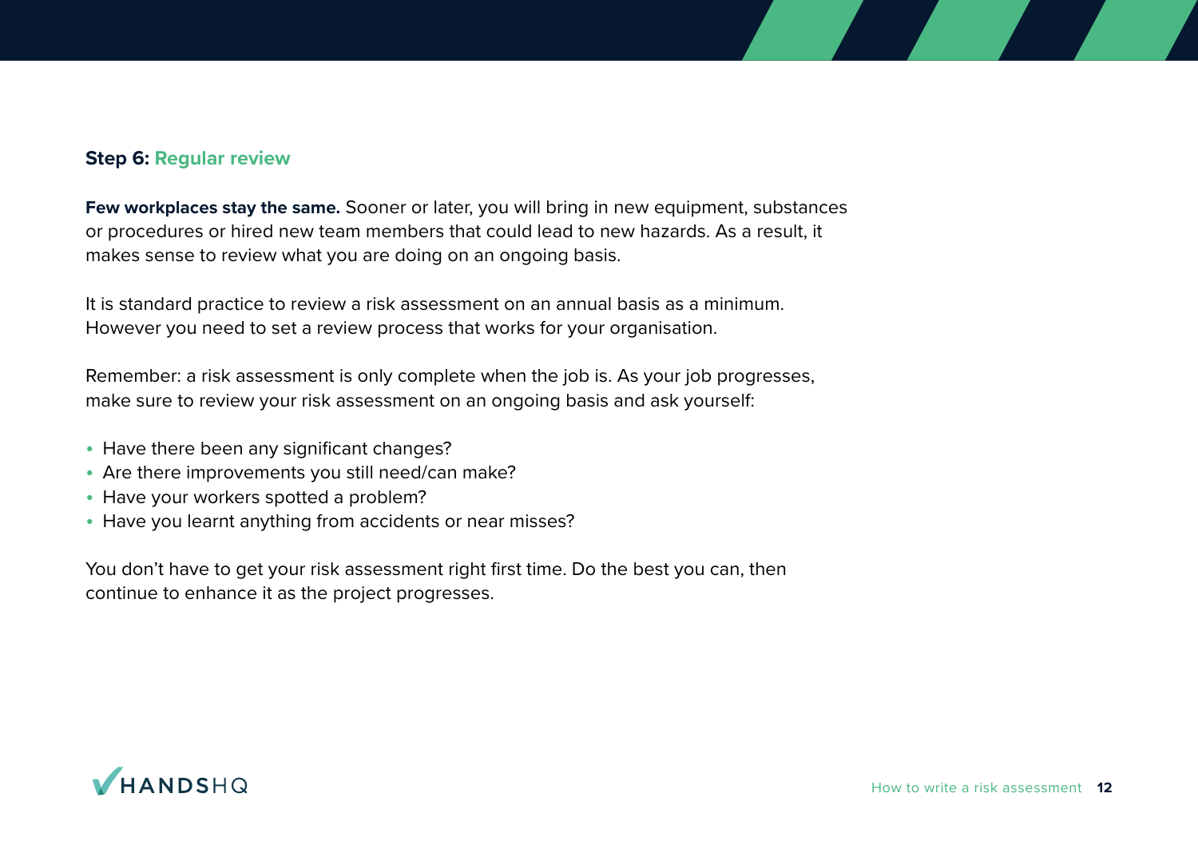### Step 6: Regular review

**Few workplaces stay the same.** Sooner or later, you will bring in new equipment, substances or procedures or hired new team members that could lead to new hazards. As a result, it makes sense to review what you are doing on an ongoing basis.

It is standard practice to review a risk assessment on an annual basis as a minimum. However you need to set a review process that works for your organisation.

Remember: a risk assessment is only complete when the job is. As your job progresses, make sure to review your risk assessment on an ongoing basis and ask yourself:

- Have there been any significant changes?
- Are there improvements you still need/can make?
- Have your workers spotted a problem?
- Have you learnt anything from accidents or near misses?

You don't have to get your risk assessment right first time. Do the best you can, then continue to enhance it as the project progresses.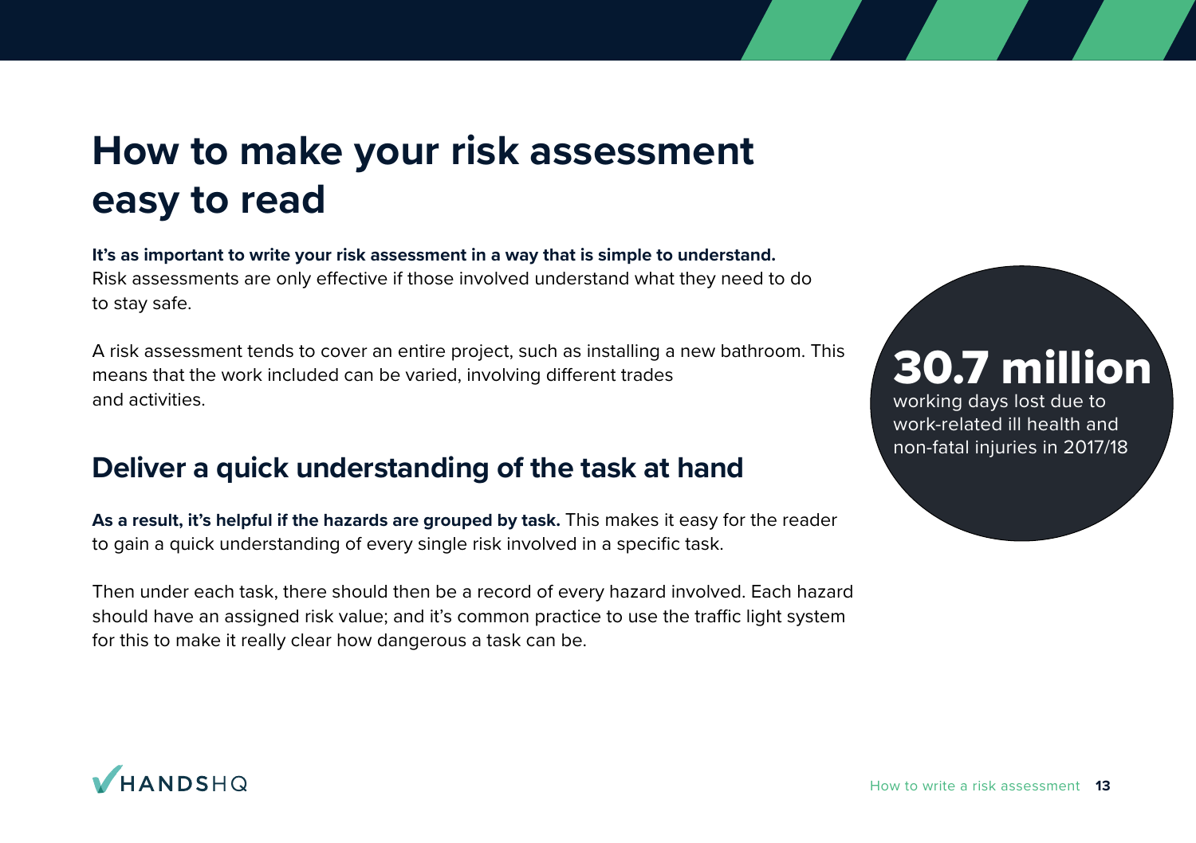# How to make your risk assessment easy to read

**It's as important to write your risk assessment in a way that is simple to understand.** Risk assessments are only effective if those involved understand what they need to do to stay safe.

A risk assessment tends to cover an entire project, such as installing a new bathroom. This means that the work included can be varied, involving different trades and activities.

## Deliver a quick understanding of the task at hand

**As a result, it's helpful if the hazards are grouped by task.** This makes it easy for the reader to gain a quick understanding of every single risk involved in a specific task.

Then under each task, there should then be a record of every hazard involved. Each hazard should have an assigned risk value; and it's common practice to use the traffic light system for this to make it really clear how dangerous a task can be.

**30.7 million**
working days lost due to work-related ill health and non-fatal injuries in 2017/18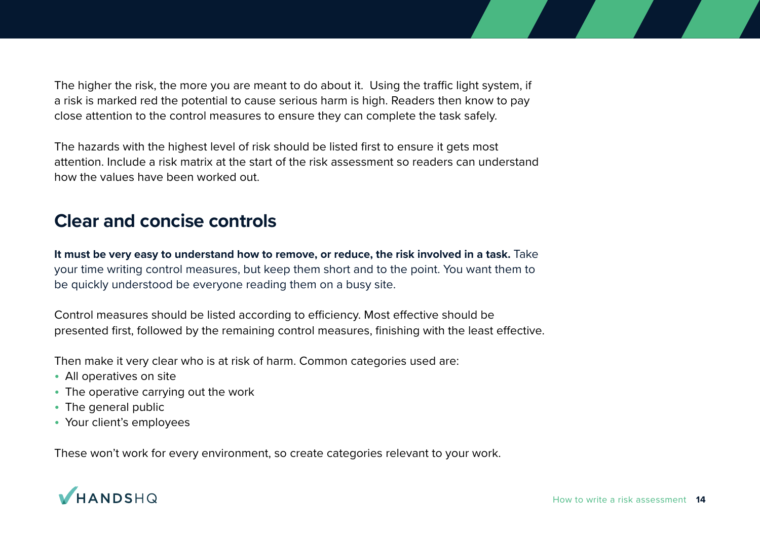The higher the risk, the more you are meant to do about it.  Using the traffic light system, if a risk is marked red the potential to cause serious harm is high. Readers then know to pay close attention to the control measures to ensure they can complete the task safely.

The hazards with the highest level of risk should be listed first to ensure it gets most attention. Include a risk matrix at the start of the risk assessment so readers can understand how the values have been worked out.

## Clear and concise controls

**It must be very easy to understand how to remove, or reduce, the risk involved in a task.** Take your time writing control measures, but keep them short and to the point. You want them to be quickly understood be everyone reading them on a busy site.

Control measures should be listed according to efficiency. Most effective should be presented first, followed by the remaining control measures, finishing with the least effective.

Then make it very clear who is at risk of harm. Common categories used are:

- All operatives on site
- The operative carrying out the work
- The general public
- Your client's employees

These won't work for every environment, so create categories relevant to your work.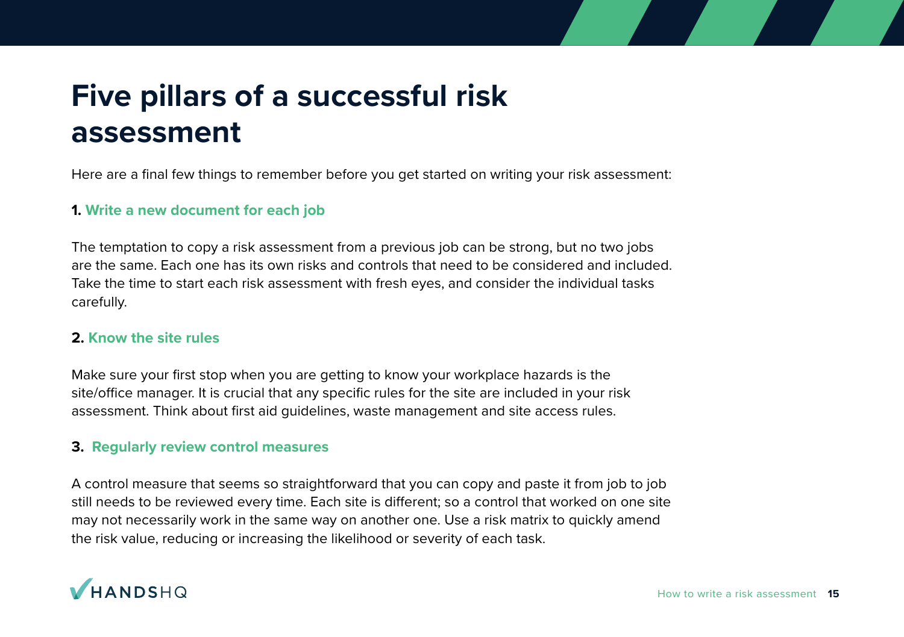# Five pillars of a successful risk assessment

Here are a final few things to remember before you get started on writing your risk assessment:

### 1. Write a new document for each job

The temptation to copy a risk assessment from a previous job can be strong, but no two jobs are the same. Each one has its own risks and controls that need to be considered and included. Take the time to start each risk assessment with fresh eyes, and consider the individual tasks carefully.

### 2. Know the site rules

Make sure your first stop when you are getting to know your workplace hazards is the site/office manager. It is crucial that any specific rules for the site are included in your risk assessment. Think about first aid guidelines, waste management and site access rules.

### 3. Regularly review control measures

A control measure that seems so straightforward that you can copy and paste it from job to job still needs to be reviewed every time. Each site is different; so a control that worked on one site may not necessarily work in the same way on another one. Use a risk matrix to quickly amend the risk value, reducing or increasing the likelihood or severity of each task.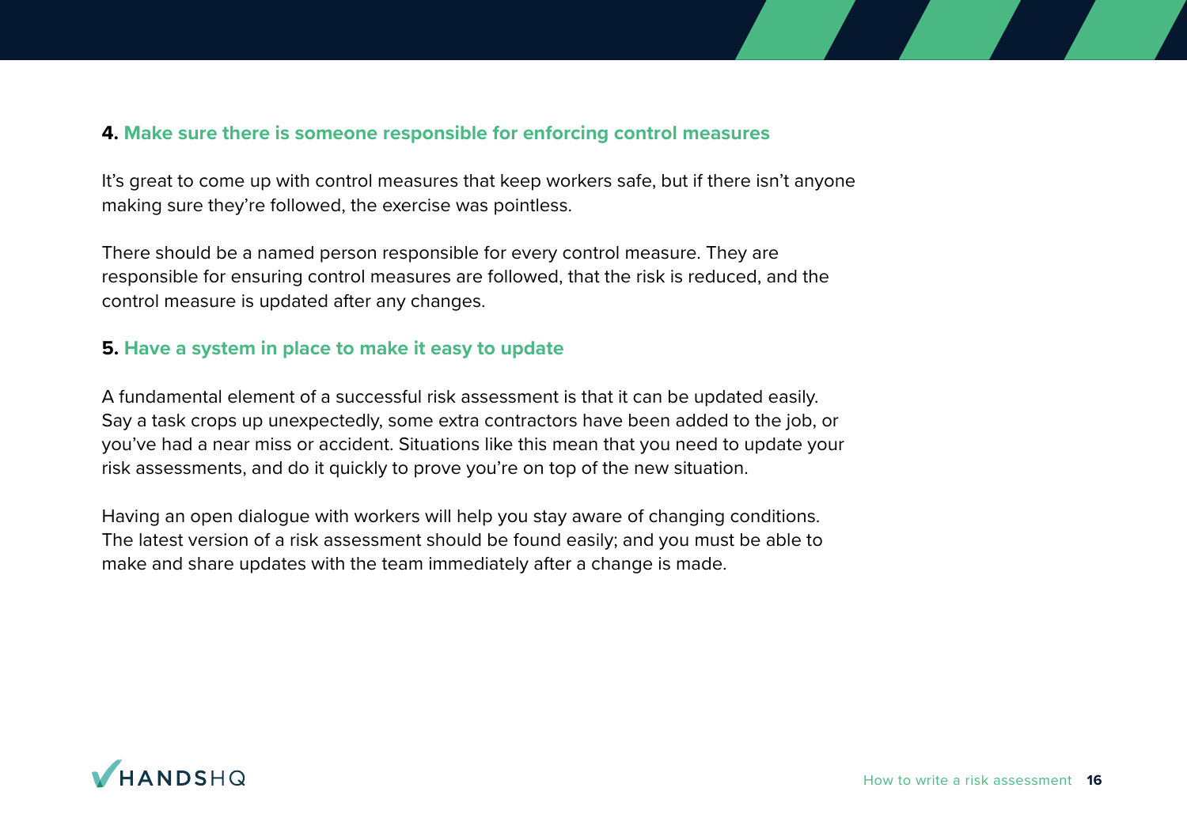### 4. Make sure there is someone responsible for enforcing control measures

It's great to come up with control measures that keep workers safe, but if there isn't anyone making sure they're followed, the exercise was pointless.

There should be a named person responsible for every control measure. They are responsible for ensuring control measures are followed, that the risk is reduced, and the control measure is updated after any changes.

### 5. Have a system in place to make it easy to update

A fundamental element of a successful risk assessment is that it can be updated easily. Say a task crops up unexpectedly, some extra contractors have been added to the job, or you've had a near miss or accident. Situations like this mean that you need to update your risk assessments, and do it quickly to prove you're on top of the new situation.

Having an open dialogue with workers will help you stay aware of changing conditions. The latest version of a risk assessment should be found easily; and you must be able to make and share updates with the team immediately after a change is made.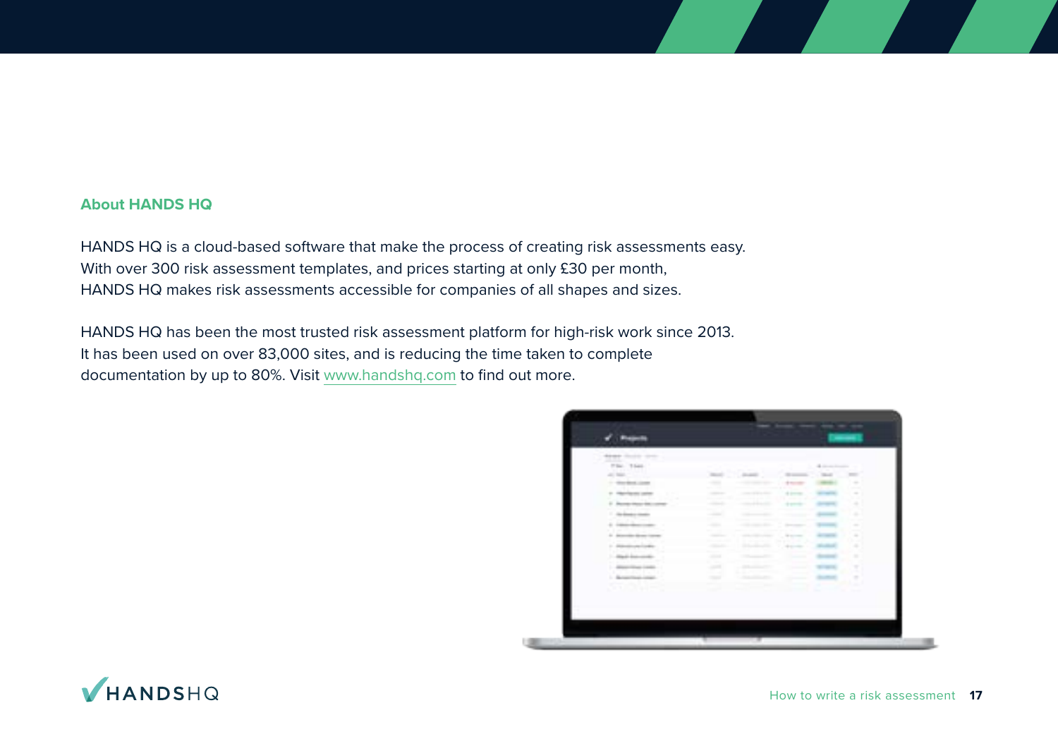## About HANDS HQ

HANDS HQ is a cloud-based software that make the process of creating risk assessments easy. With over 300 risk assessment templates, and prices starting at only £30 per month, HANDS HQ makes risk assessments accessible for companies of all shapes and sizes.

HANDS HQ has been the most trusted risk assessment platform for high-risk work since 2013. It has been used on over 83,000 sites, and is reducing the time taken to complete documentation by up to 80%. Visit www.handshq.com to find out more.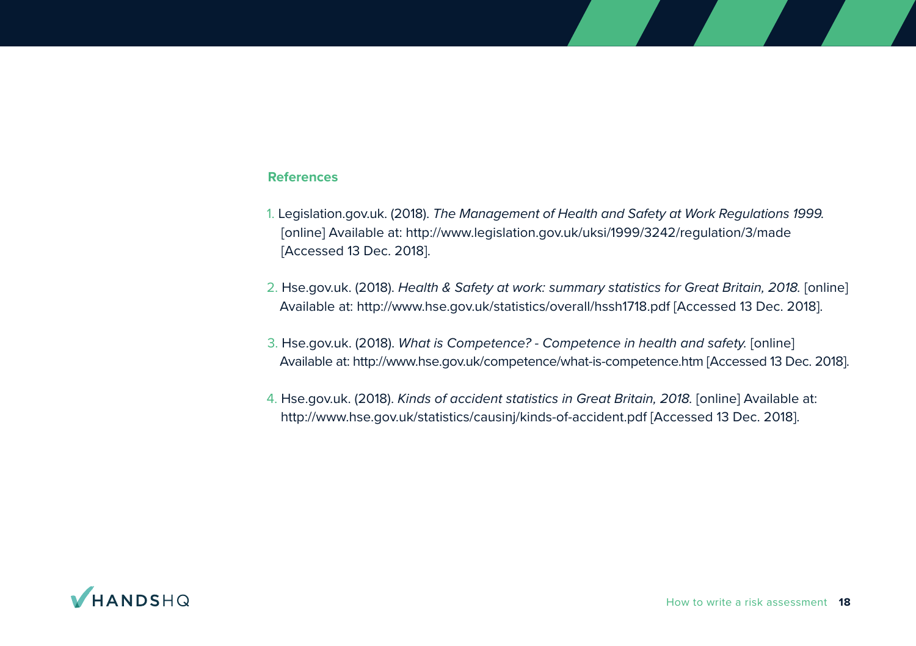## References

1. Legislation.gov.uk. (2018). *The Management of Health and Safety at Work Regulations 1999.* [online] Available at: http://www.legislation.gov.uk/uksi/1999/3242/regulation/3/made [Accessed 13 Dec. 2018].

2. Hse.gov.uk. (2018). *Health & Safety at work: summary statistics for Great Britain, 2018.* [online] Available at: http://www.hse.gov.uk/statistics/overall/hssh1718.pdf [Accessed 13 Dec. 2018].

3. Hse.gov.uk. (2018). *What is Competence? - Competence in health and safety.* [online] Available at: http://www.hse.gov.uk/competence/what-is-competence.htm [Accessed 13 Dec. 2018].

4. Hse.gov.uk. (2018). *Kinds of accident statistics in Great Britain, 2018.* [online] Available at: http://www.hse.gov.uk/statistics/causinj/kinds-of-accident.pdf [Accessed 13 Dec. 2018].